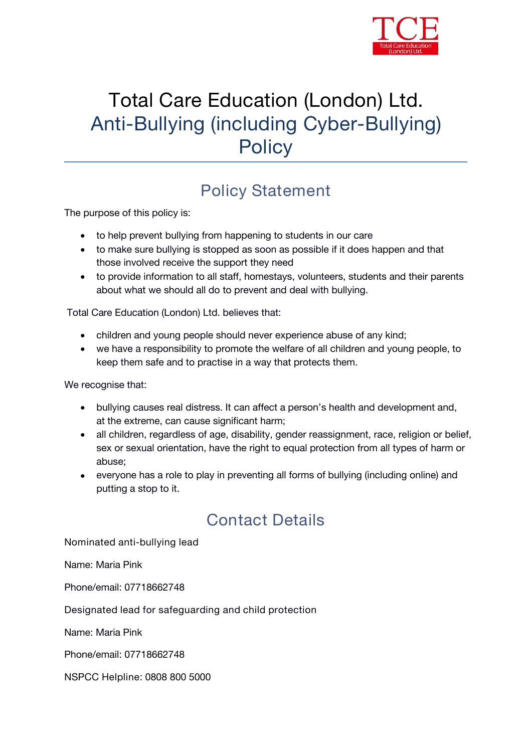# Total Care Education (London) Ltd.
# Anti-Bullying (including Cyber-Bullying) Policy

## Policy Statement

The purpose of this policy is:

- to help prevent bullying from happening to students in our care
- to make sure bullying is stopped as soon as possible if it does happen and that those involved receive the support they need
- to provide information to all staff, homestays, volunteers, students and their parents about what we should all do to prevent and deal with bullying.

Total Care Education (London) Ltd. believes that:

- children and young people should never experience abuse of any kind;
- we have a responsibility to promote the welfare of all children and young people, to keep them safe and to practise in a way that protects them.

We recognise that:

- bullying causes real distress. It can affect a person's health and development and, at the extreme, can cause significant harm;
- all children, regardless of age, disability, gender reassignment, race, religion or belief, sex or sexual orientation, have the right to equal protection from all types of harm or abuse;
- everyone has a role to play in preventing all forms of bullying (including online) and putting a stop to it.

## Contact Details

Nominated anti-bullying lead

Name: Maria Pink

Phone/email: 07718662748

Designated lead for safeguarding and child protection

Name: Maria Pink

Phone/email: 07718662748

NSPCC Helpline: 0808 800 5000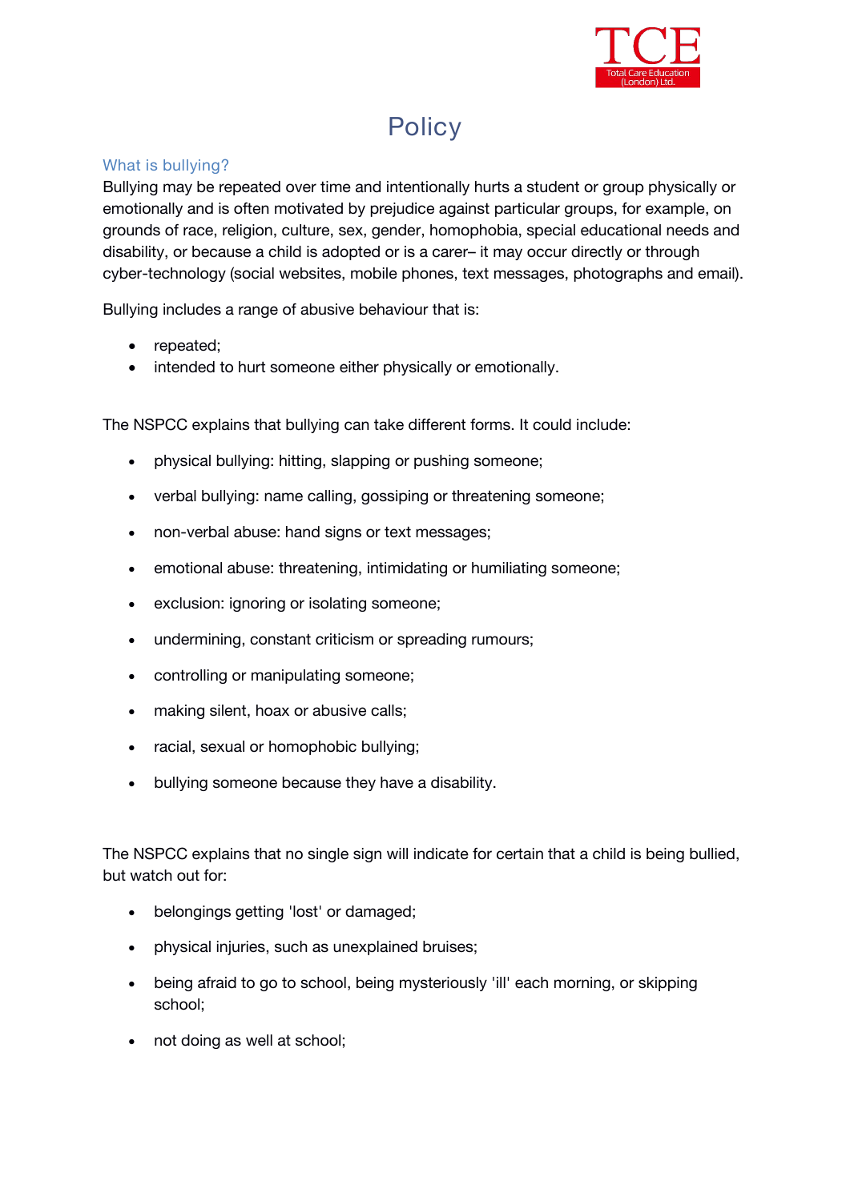# Policy

## What is bullying?

Bullying may be repeated over time and intentionally hurts a student or group physically or emotionally and is often motivated by prejudice against particular groups, for example, on grounds of race, religion, culture, sex, gender, homophobia, special educational needs and disability, or because a child is adopted or is a carer– it may occur directly or through cyber-technology (social websites, mobile phones, text messages, photographs and email).

Bullying includes a range of abusive behaviour that is:

- repeated;
- intended to hurt someone either physically or emotionally.

The NSPCC explains that bullying can take different forms. It could include:

- physical bullying: hitting, slapping or pushing someone;
- verbal bullying: name calling, gossiping or threatening someone;
- non-verbal abuse: hand signs or text messages;
- emotional abuse: threatening, intimidating or humiliating someone;
- exclusion: ignoring or isolating someone;
- undermining, constant criticism or spreading rumours;
- controlling or manipulating someone;
- making silent, hoax or abusive calls;
- racial, sexual or homophobic bullying;
- bullying someone because they have a disability.

The NSPCC explains that no single sign will indicate for certain that a child is being bullied, but watch out for:

- belongings getting 'lost' or damaged;
- physical injuries, such as unexplained bruises;
- being afraid to go to school, being mysteriously 'ill' each morning, or skipping school;
- not doing as well at school;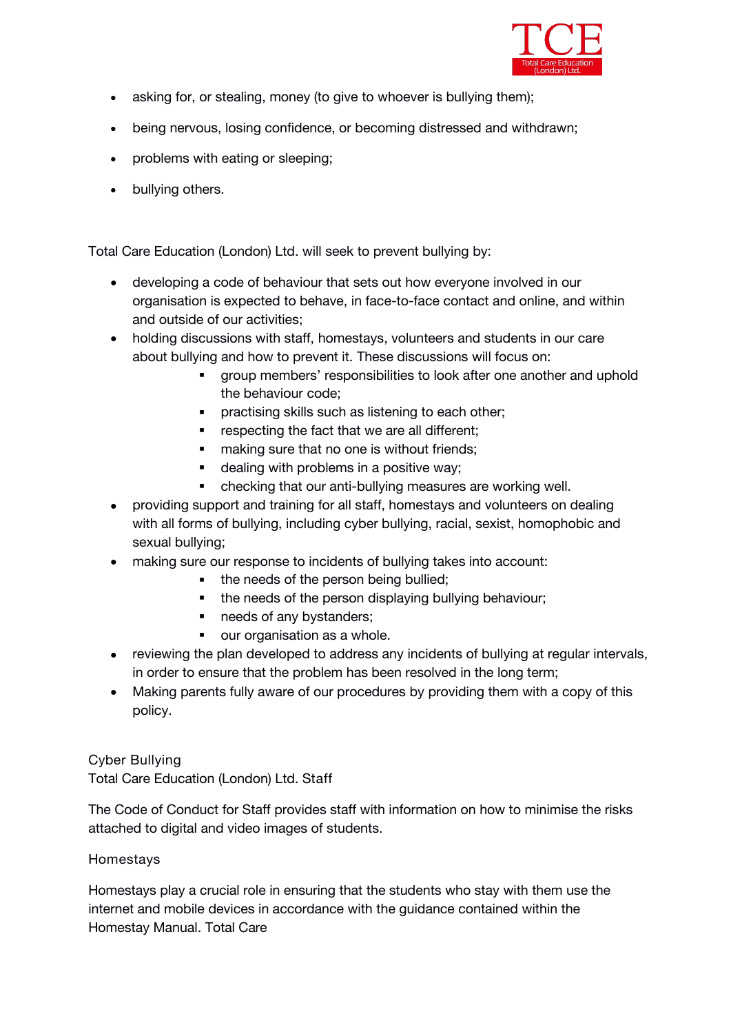- asking for, or stealing, money (to give to whoever is bullying them);
- being nervous, losing confidence, or becoming distressed and withdrawn;
- problems with eating or sleeping;
- bullying others.

Total Care Education (London) Ltd. will seek to prevent bullying by:

- developing a code of behaviour that sets out how everyone involved in our organisation is expected to behave, in face-to-face contact and online, and within and outside of our activities;
- holding discussions with staff, homestays, volunteers and students in our care about bullying and how to prevent it. These discussions will focus on:
    - group members' responsibilities to look after one another and uphold the behaviour code;
    - practising skills such as listening to each other;
    - respecting the fact that we are all different;
    - making sure that no one is without friends;
    - dealing with problems in a positive way;
    - checking that our anti-bullying measures are working well.
- providing support and training for all staff, homestays and volunteers on dealing with all forms of bullying, including cyber bullying, racial, sexist, homophobic and sexual bullying;
- making sure our response to incidents of bullying takes into account:
    - the needs of the person being bullied;
    - the needs of the person displaying bullying behaviour;
    - needs of any bystanders;
    - our organisation as a whole.
- reviewing the plan developed to address any incidents of bullying at regular intervals, in order to ensure that the problem has been resolved in the long term;
- Making parents fully aware of our procedures by providing them with a copy of this policy.

## Cyber Bullying

### Total Care Education (London) Ltd. Staff

The Code of Conduct for Staff provides staff with information on how to minimise the risks attached to digital and video images of students.

### Homestays

Homestays play a crucial role in ensuring that the students who stay with them use the internet and mobile devices in accordance with the guidance contained within the Homestay Manual. Total Care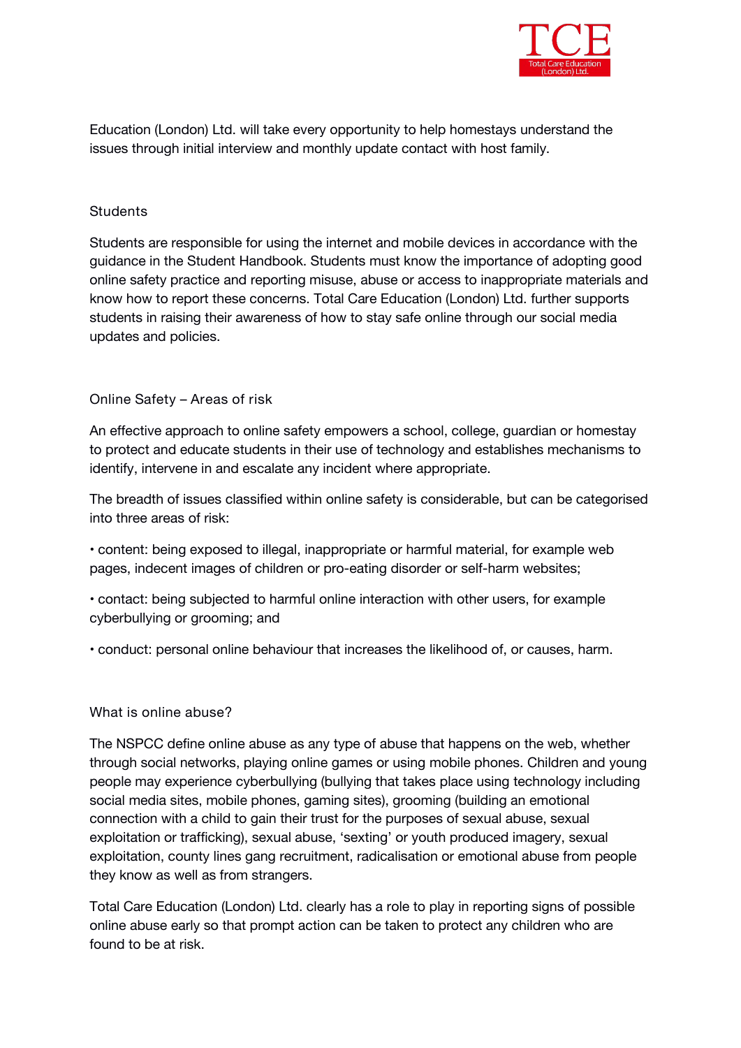Education (London) Ltd. will take every opportunity to help homestays understand the issues through initial interview and monthly update contact with host family.

## Students

Students are responsible for using the internet and mobile devices in accordance with the guidance in the Student Handbook. Students must know the importance of adopting good online safety practice and reporting misuse, abuse or access to inappropriate materials and know how to report these concerns. Total Care Education (London) Ltd. further supports students in raising their awareness of how to stay safe online through our social media updates and policies.

## Online Safety – Areas of risk

An effective approach to online safety empowers a school, college, guardian or homestay to protect and educate students in their use of technology and establishes mechanisms to identify, intervene in and escalate any incident where appropriate.

The breadth of issues classified within online safety is considerable, but can be categorised into three areas of risk:

- content: being exposed to illegal, inappropriate or harmful material, for example web pages, indecent images of children or pro-eating disorder or self-harm websites;
- contact: being subjected to harmful online interaction with other users, for example cyberbullying or grooming; and
- conduct: personal online behaviour that increases the likelihood of, or causes, harm.

## What is online abuse?

The NSPCC define online abuse as any type of abuse that happens on the web, whether through social networks, playing online games or using mobile phones. Children and young people may experience cyberbullying (bullying that takes place using technology including social media sites, mobile phones, gaming sites), grooming (building an emotional connection with a child to gain their trust for the purposes of sexual abuse, sexual exploitation or trafficking), sexual abuse, 'sexting' or youth produced imagery, sexual exploitation, county lines gang recruitment, radicalisation or emotional abuse from people they know as well as from strangers.

Total Care Education (London) Ltd. clearly has a role to play in reporting signs of possible online abuse early so that prompt action can be taken to protect any children who are found to be at risk.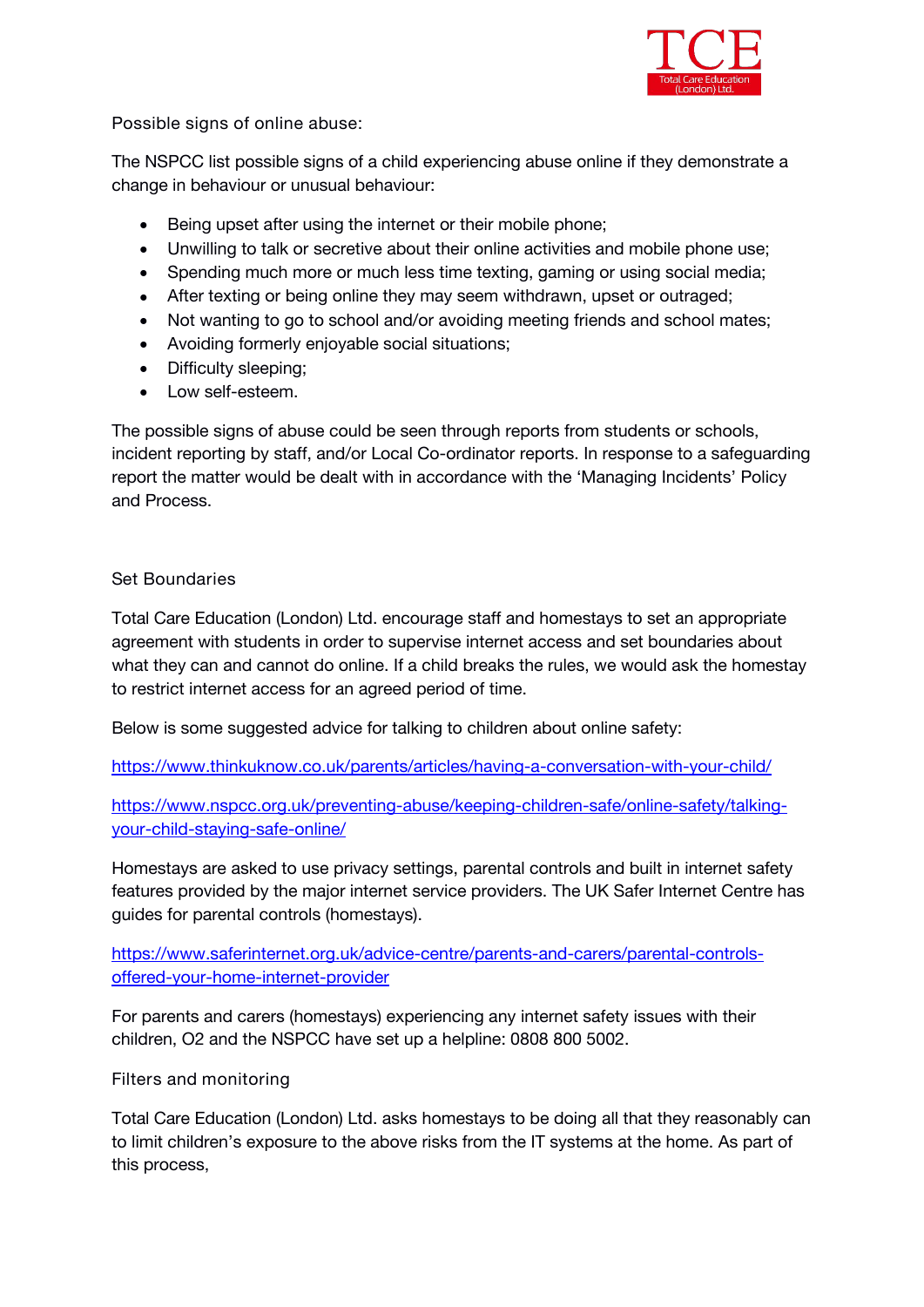### Possible signs of online abuse:

The NSPCC list possible signs of a child experiencing abuse online if they demonstrate a change in behaviour or unusual behaviour:

- Being upset after using the internet or their mobile phone;
- Unwilling to talk or secretive about their online activities and mobile phone use;
- Spending much more or much less time texting, gaming or using social media;
- After texting or being online they may seem withdrawn, upset or outraged;
- Not wanting to go to school and/or avoiding meeting friends and school mates;
- Avoiding formerly enjoyable social situations;
- Difficulty sleeping;
- Low self-esteem.

The possible signs of abuse could be seen through reports from students or schools, incident reporting by staff, and/or Local Co-ordinator reports. In response to a safeguarding report the matter would be dealt with in accordance with the 'Managing Incidents' Policy and Process.

### Set Boundaries

Total Care Education (London) Ltd. encourage staff and homestays to set an appropriate agreement with students in order to supervise internet access and set boundaries about what they can and cannot do online. If a child breaks the rules, we would ask the homestay to restrict internet access for an agreed period of time.

Below is some suggested advice for talking to children about online safety:

https://www.thinkuknow.co.uk/parents/articles/having-a-conversation-with-your-child/

https://www.nspcc.org.uk/preventing-abuse/keeping-children-safe/online-safety/talking-your-child-staying-safe-online/

Homestays are asked to use privacy settings, parental controls and built in internet safety features provided by the major internet service providers. The UK Safer Internet Centre has guides for parental controls (homestays).

https://www.saferinternet.org.uk/advice-centre/parents-and-carers/parental-controls-offered-your-home-internet-provider

For parents and carers (homestays) experiencing any internet safety issues with their children, O2 and the NSPCC have set up a helpline: 0808 800 5002.

### Filters and monitoring

Total Care Education (London) Ltd. asks homestays to be doing all that they reasonably can to limit children's exposure to the above risks from the IT systems at the home. As part of this process,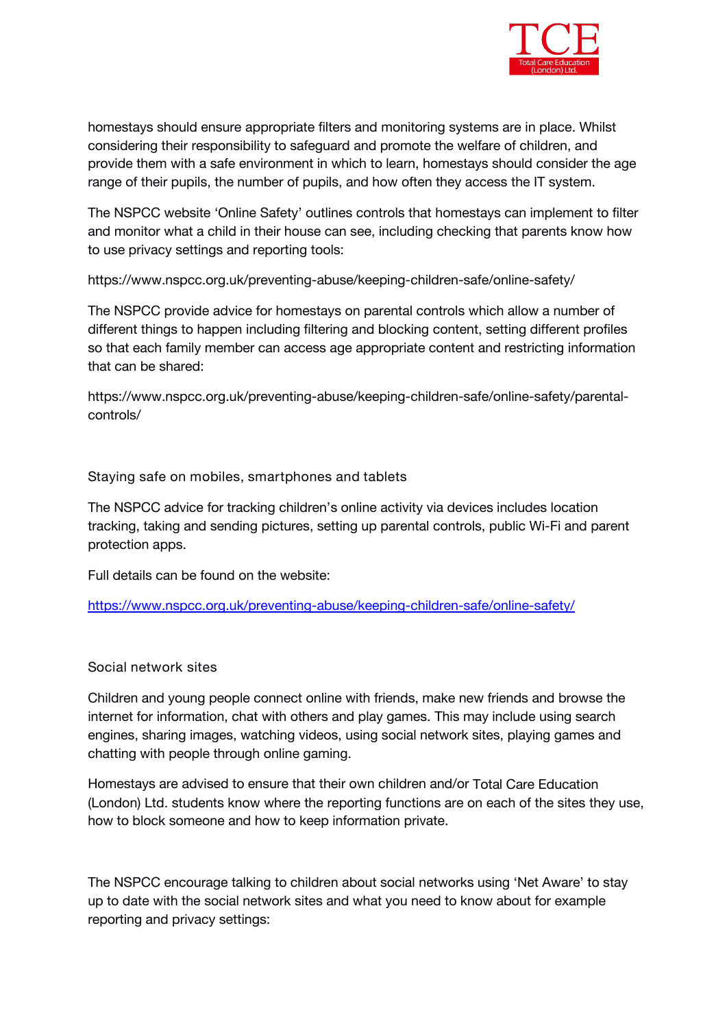homestays should ensure appropriate filters and monitoring systems are in place. Whilst considering their responsibility to safeguard and promote the welfare of children, and provide them with a safe environment in which to learn, homestays should consider the age range of their pupils, the number of pupils, and how often they access the IT system.

The NSPCC website 'Online Safety' outlines controls that homestays can implement to filter and monitor what a child in their house can see, including checking that parents know how to use privacy settings and reporting tools:

https://www.nspcc.org.uk/preventing-abuse/keeping-children-safe/online-safety/

The NSPCC provide advice for homestays on parental controls which allow a number of different things to happen including filtering and blocking content, setting different profiles so that each family member can access age appropriate content and restricting information that can be shared:

https://www.nspcc.org.uk/preventing-abuse/keeping-children-safe/online-safety/parental-controls/

### Staying safe on mobiles, smartphones and tablets

The NSPCC advice for tracking children's online activity via devices includes location tracking, taking and sending pictures, setting up parental controls, public Wi-Fi and parent protection apps.

Full details can be found on the website:

https://www.nspcc.org.uk/preventing-abuse/keeping-children-safe/online-safety/

### Social network sites

Children and young people connect online with friends, make new friends and browse the internet for information, chat with others and play games. This may include using search engines, sharing images, watching videos, using social network sites, playing games and chatting with people through online gaming.

Homestays are advised to ensure that their own children and/or Total Care Education (London) Ltd. students know where the reporting functions are on each of the sites they use, how to block someone and how to keep information private.

The NSPCC encourage talking to children about social networks using 'Net Aware' to stay up to date with the social network sites and what you need to know about for example reporting and privacy settings: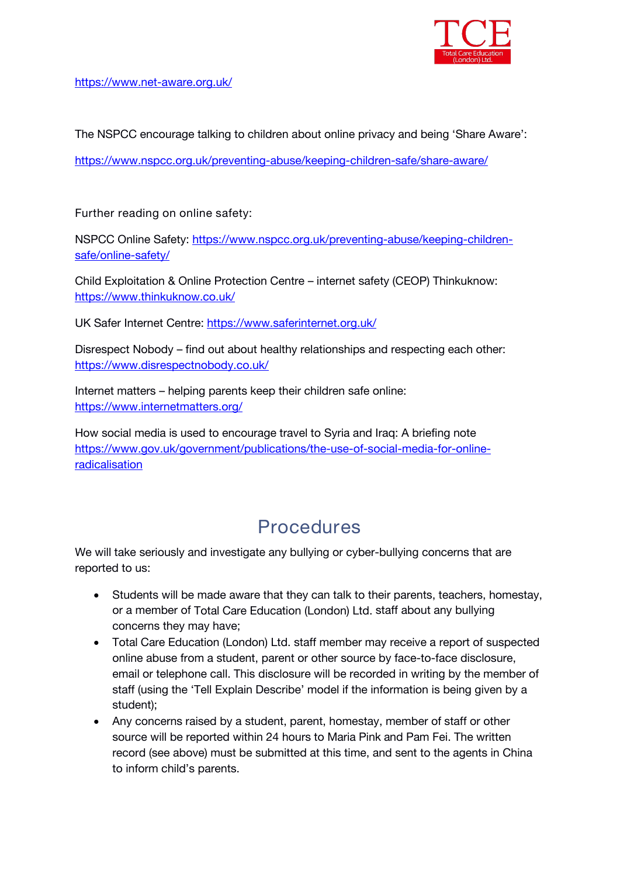https://www.net-aware.org.uk/

The NSPCC encourage talking to children about online privacy and being 'Share Aware':

https://www.nspcc.org.uk/preventing-abuse/keeping-children-safe/share-aware/

Further reading on online safety:

NSPCC Online Safety: https://www.nspcc.org.uk/preventing-abuse/keeping-children-safe/online-safety/

Child Exploitation & Online Protection Centre – internet safety (CEOP) Thinkuknow: https://www.thinkuknow.co.uk/

UK Safer Internet Centre: https://www.saferinternet.org.uk/

Disrespect Nobody – find out about healthy relationships and respecting each other: https://www.disrespectnobody.co.uk/

Internet matters – helping parents keep their children safe online: https://www.internetmatters.org/

How social media is used to encourage travel to Syria and Iraq: A briefing note https://www.gov.uk/government/publications/the-use-of-social-media-for-online-radicalisation

## Procedures

We will take seriously and investigate any bullying or cyber-bullying concerns that are reported to us:

- Students will be made aware that they can talk to their parents, teachers, homestay, or a member of Total Care Education (London) Ltd. staff about any bullying concerns they may have;
- Total Care Education (London) Ltd. staff member may receive a report of suspected online abuse from a student, parent or other source by face-to-face disclosure, email or telephone call. This disclosure will be recorded in writing by the member of staff (using the 'Tell Explain Describe' model if the information is being given by a student);
- Any concerns raised by a student, parent, homestay, member of staff or other source will be reported within 24 hours to Maria Pink and Pam Fei. The written record (see above) must be submitted at this time, and sent to the agents in China to inform child's parents.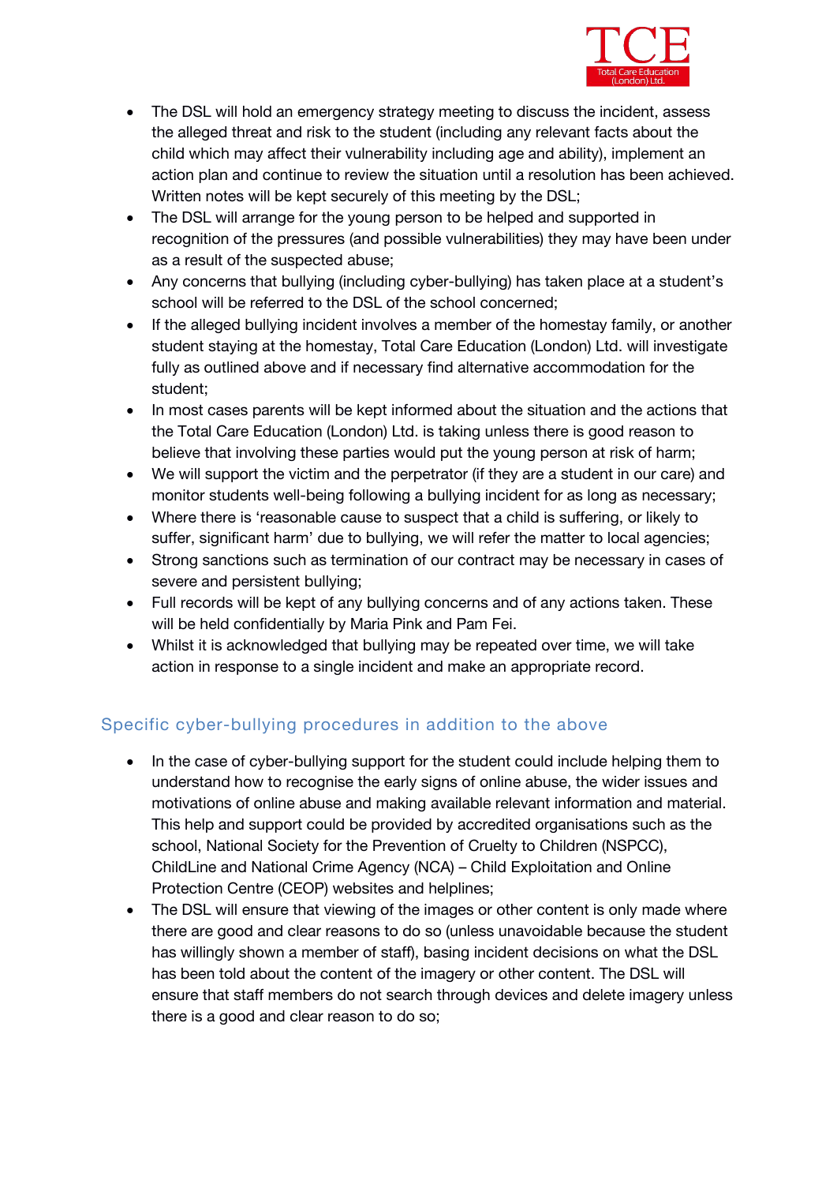- The DSL will hold an emergency strategy meeting to discuss the incident, assess the alleged threat and risk to the student (including any relevant facts about the child which may affect their vulnerability including age and ability), implement an action plan and continue to review the situation until a resolution has been achieved. Written notes will be kept securely of this meeting by the DSL;
- The DSL will arrange for the young person to be helped and supported in recognition of the pressures (and possible vulnerabilities) they may have been under as a result of the suspected abuse;
- Any concerns that bullying (including cyber-bullying) has taken place at a student's school will be referred to the DSL of the school concerned;
- If the alleged bullying incident involves a member of the homestay family, or another student staying at the homestay, Total Care Education (London) Ltd. will investigate fully as outlined above and if necessary find alternative accommodation for the student;
- In most cases parents will be kept informed about the situation and the actions that the Total Care Education (London) Ltd. is taking unless there is good reason to believe that involving these parties would put the young person at risk of harm;
- We will support the victim and the perpetrator (if they are a student in our care) and monitor students well-being following a bullying incident for as long as necessary;
- Where there is 'reasonable cause to suspect that a child is suffering, or likely to suffer, significant harm' due to bullying, we will refer the matter to local agencies;
- Strong sanctions such as termination of our contract may be necessary in cases of severe and persistent bullying;
- Full records will be kept of any bullying concerns and of any actions taken. These will be held confidentially by Maria Pink and Pam Fei.
- Whilst it is acknowledged that bullying may be repeated over time, we will take action in response to a single incident and make an appropriate record.

## Specific cyber-bullying procedures in addition to the above

- In the case of cyber-bullying support for the student could include helping them to understand how to recognise the early signs of online abuse, the wider issues and motivations of online abuse and making available relevant information and material. This help and support could be provided by accredited organisations such as the school, National Society for the Prevention of Cruelty to Children (NSPCC), ChildLine and National Crime Agency (NCA) – Child Exploitation and Online Protection Centre (CEOP) websites and helplines;
- The DSL will ensure that viewing of the images or other content is only made where there are good and clear reasons to do so (unless unavoidable because the student has willingly shown a member of staff), basing incident decisions on what the DSL has been told about the content of the imagery or other content. The DSL will ensure that staff members do not search through devices and delete imagery unless there is a good and clear reason to do so;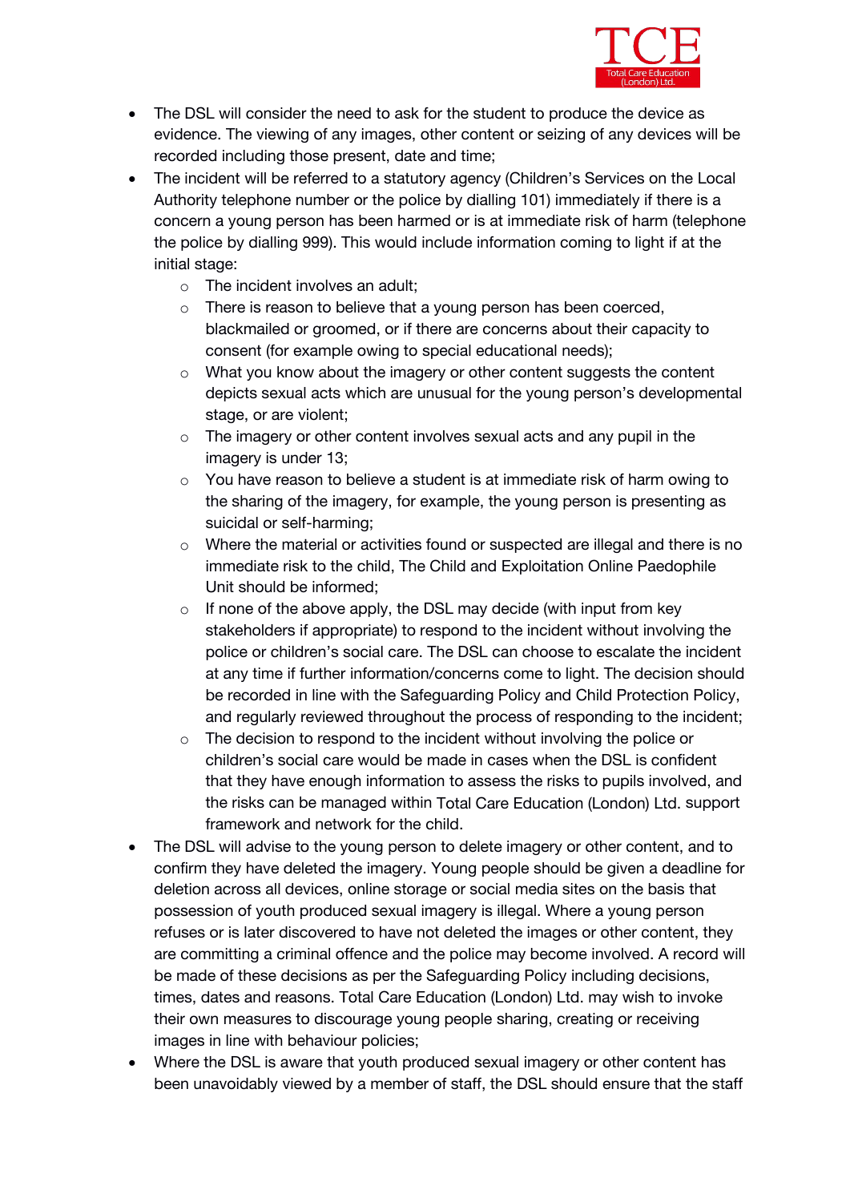- The DSL will consider the need to ask for the student to produce the device as evidence. The viewing of any images, other content or seizing of any devices will be recorded including those present, date and time;
- The incident will be referred to a statutory agency (Children's Services on the Local Authority telephone number or the police by dialling 101) immediately if there is a concern a young person has been harmed or is at immediate risk of harm (telephone the police by dialling 999). This would include information coming to light if at the initial stage:
  - The incident involves an adult;
  - There is reason to believe that a young person has been coerced, blackmailed or groomed, or if there are concerns about their capacity to consent (for example owing to special educational needs);
  - What you know about the imagery or other content suggests the content depicts sexual acts which are unusual for the young person's developmental stage, or are violent;
  - The imagery or other content involves sexual acts and any pupil in the imagery is under 13;
  - You have reason to believe a student is at immediate risk of harm owing to the sharing of the imagery, for example, the young person is presenting as suicidal or self-harming;
  - Where the material or activities found or suspected are illegal and there is no immediate risk to the child, The Child and Exploitation Online Paedophile Unit should be informed;
  - If none of the above apply, the DSL may decide (with input from key stakeholders if appropriate) to respond to the incident without involving the police or children's social care. The DSL can choose to escalate the incident at any time if further information/concerns come to light. The decision should be recorded in line with the Safeguarding Policy and Child Protection Policy, and regularly reviewed throughout the process of responding to the incident;
  - The decision to respond to the incident without involving the police or children's social care would be made in cases when the DSL is confident that they have enough information to assess the risks to pupils involved, and the risks can be managed within Total Care Education (London) Ltd. support framework and network for the child.
- The DSL will advise to the young person to delete imagery or other content, and to confirm they have deleted the imagery. Young people should be given a deadline for deletion across all devices, online storage or social media sites on the basis that possession of youth produced sexual imagery is illegal. Where a young person refuses or is later discovered to have not deleted the images or other content, they are committing a criminal offence and the police may become involved. A record will be made of these decisions as per the Safeguarding Policy including decisions, times, dates and reasons. Total Care Education (London) Ltd. may wish to invoke their own measures to discourage young people sharing, creating or receiving images in line with behaviour policies;
- Where the DSL is aware that youth produced sexual imagery or other content has been unavoidably viewed by a member of staff, the DSL should ensure that the staff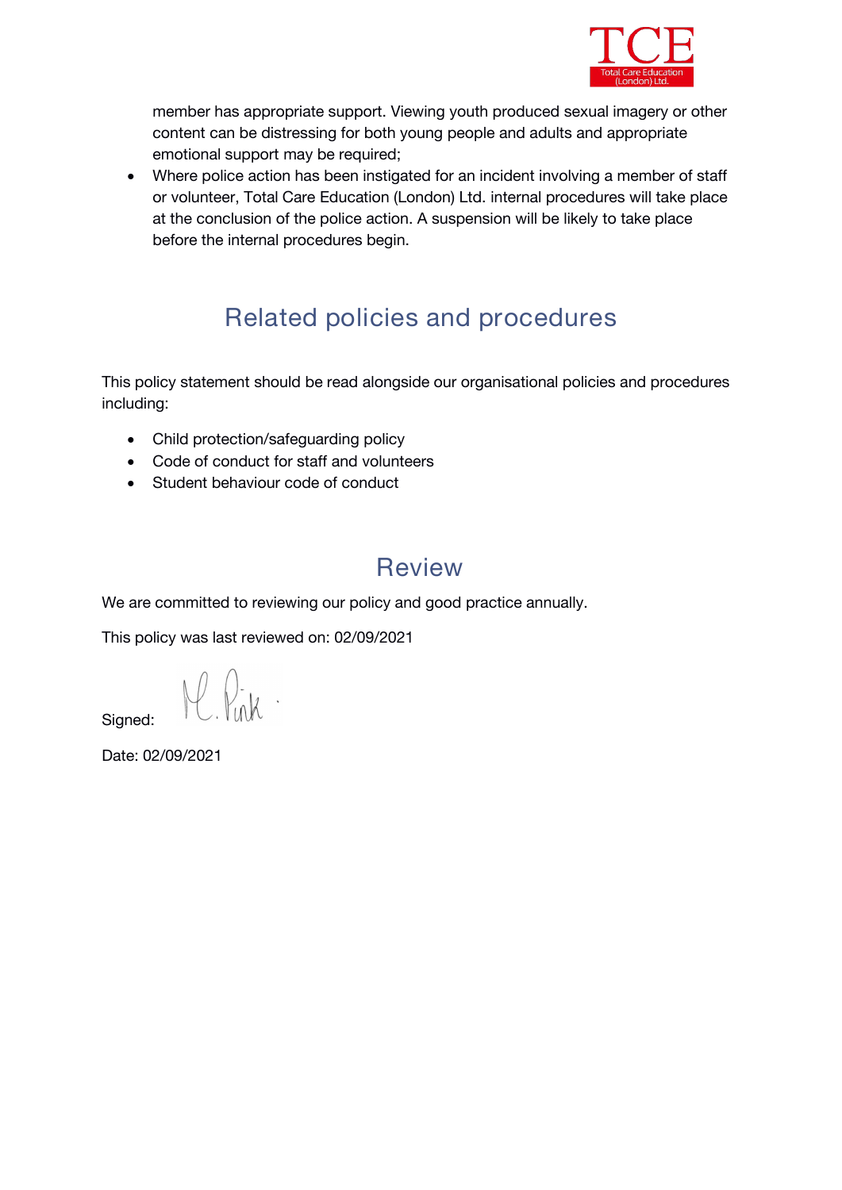member has appropriate support. Viewing youth produced sexual imagery or other content can be distressing for both young people and adults and appropriate emotional support may be required;

- Where police action has been instigated for an incident involving a member of staff or volunteer, Total Care Education (London) Ltd. internal procedures will take place at the conclusion of the police action. A suspension will be likely to take place before the internal procedures begin.

## Related policies and procedures

This policy statement should be read alongside our organisational policies and procedures including:

- Child protection/safeguarding policy
- Code of conduct for staff and volunteers
- Student behaviour code of conduct

## Review

We are committed to reviewing our policy and good practice annually.

This policy was last reviewed on: 02/09/2021

Signed: M. Pink

Date: 02/09/2021